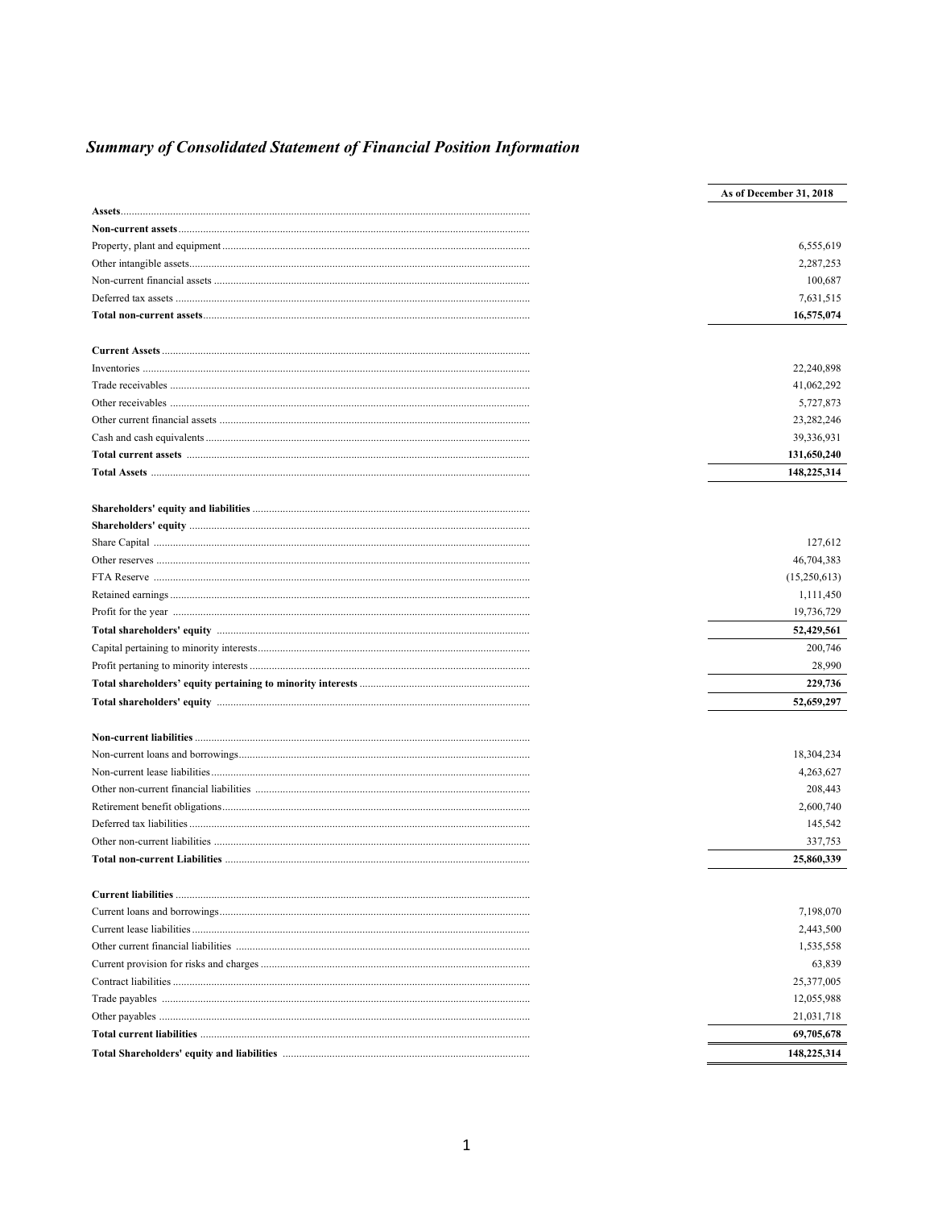## *Summary of Consolidated Statement of Financial Position Information*

| | As of December 31, 2018 |
|---|---|
| **Assets** | |
| **Non-current assets** | |
| Property, plant and equipment | 6,555,619 |
| Other intangible assets | 2,287,253 |
| Non-current financial assets | 100,687 |
| Deferred tax assets | 7,631,515 |
| **Total non-current assets** | **16,575,074** |
| | |
| **Current Assets** | |
| Inventories | 22,240,898 |
| Trade receivables | 41,062,292 |
| Other receivables | 5,727,873 |
| Other current financial assets | 23,282,246 |
| Cash and cash equivalents | 39,336,931 |
| **Total current assets** | **131,650,240** |
| **Total Assets** | **148,225,314** |
| | |
| **Shareholders' equity and liabilities** | |
| **Shareholders' equity** | |
| Share Capital | 127,612 |
| Other reserves | 46,704,383 |
| FTA Reserve | (15,250,613) |
| Retained earnings | 1,111,450 |
| Profit for the year | 19,736,729 |
| **Total shareholders' equity** | **52,429,561** |
| Capital pertaining to minority interests | 200,746 |
| Profit pertaning to minority interests | 28,990 |
| **Total shareholders' equity pertaining to minority interests** | **229,736** |
| **Total shareholders' equity** | **52,659,297** |
| | |
| **Non-current liabilities** | |
| Non-current loans and borrowings | 18,304,234 |
| Non-current lease liabilities | 4,263,627 |
| Other non-current financial liabilities | 208,443 |
| Retirement benefit obligations | 2,600,740 |
| Deferred tax liabilities | 145,542 |
| Other non-current liabilities | 337,753 |
| **Total non-current Liabilities** | **25,860,339** |
| | |
| **Current liabilities** | |
| Current loans and borrowings | 7,198,070 |
| Current lease liabilities | 2,443,500 |
| Other current financial liabilities | 1,535,558 |
| Current provision for risks and charges | 63,839 |
| Contract liabilities | 25,377,005 |
| Trade payables | 12,055,988 |
| Other payables | 21,031,718 |
| **Total current liabilities** | **69,705,678** |
| **Total Shareholders' equity and liabilities** | **148,225,314** |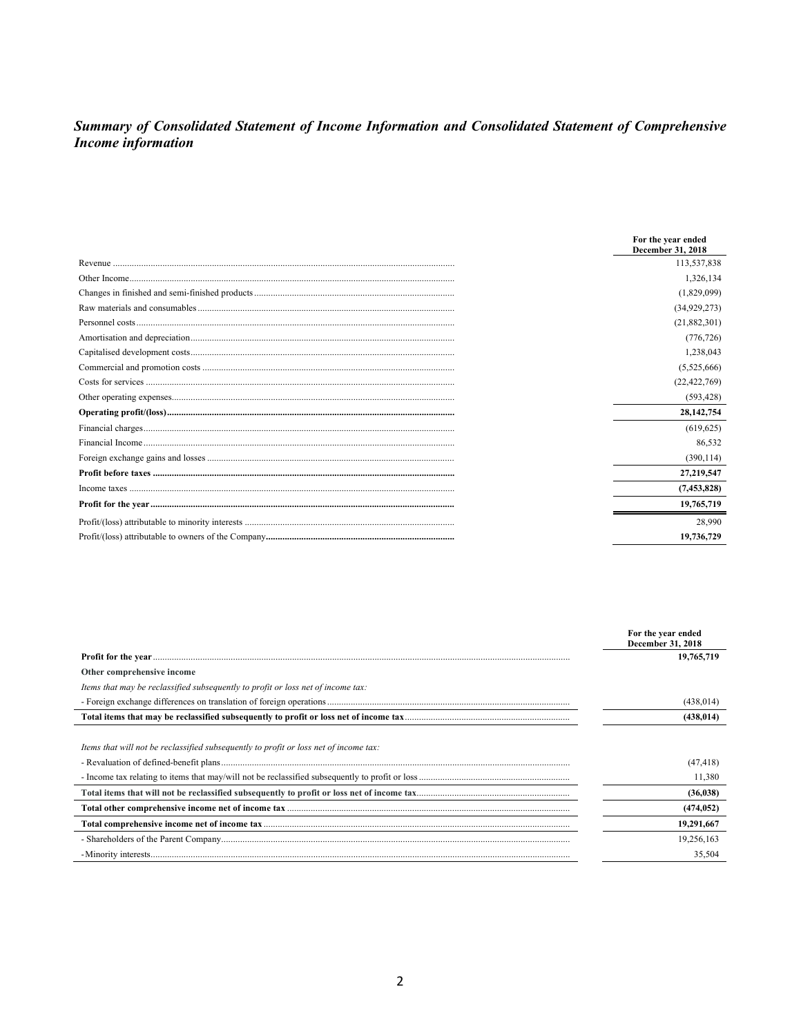## *Summary of Consolidated Statement of Income Information and Consolidated Statement of Comprehensive Income information*

| | For the year ended December 31, 2018 |
|---|---|
| Revenue | 113,537,838 |
| Other Income | 1,326,134 |
| Changes in finished and semi-finished products | (1,829,099) |
| Raw materials and consumables | (34,929,273) |
| Personnel costs | (21,882,301) |
| Amortisation and depreciation | (776,726) |
| Capitalised development costs | 1,238,043 |
| Commercial and promotion costs | (5,525,666) |
| Costs for services | (22,422,769) |
| Other operating expenses | (593,428) |
| **Operating profit/(loss)** | **28,142,754** |
| Financial charges | (619,625) |
| Financial Income | 86,532 |
| Foreign exchange gains and losses | (390,114) |
| **Profit before taxes** | **27,219,547** |
| Income taxes | **(7,453,828)** |
| **Profit for the year** | **19,765,719** |
| Profit/(loss) attributable to minority interests | 28,990 |
| Profit/(loss) attributable to owners of the Company | **19,736,729** |

| | For the year ended December 31, 2018 |
|---|---|
| **Profit for the year** | **19,765,719** |
| **Other comprehensive income** | |
| *Items that may be reclassified subsequently to profit or loss net of income tax:* | |
| - Foreign exchange differences on translation of foreign operations | (438,014) |
| **Total items that may be reclassified subsequently to profit or loss net of income tax** | **(438,014)** |
| *Items that will not be reclassified subsequently to profit or loss net of income tax:* | |
| - Revaluation of defined-benefit plans | (47,418) |
| - Income tax relating to items that may/will not be reclassified subsequently to profit or loss | 11,380 |
| **Total items that will not be reclassified subsequently to profit or loss net of income tax** | **(36,038)** |
| **Total other comprehensive income net of income tax** | **(474,052)** |
| **Total comprehensive income net of income tax** | **19,291,667** |
| - Shareholders of the Parent Company | 19,256,163 |
| - Minority interests | 35,504 |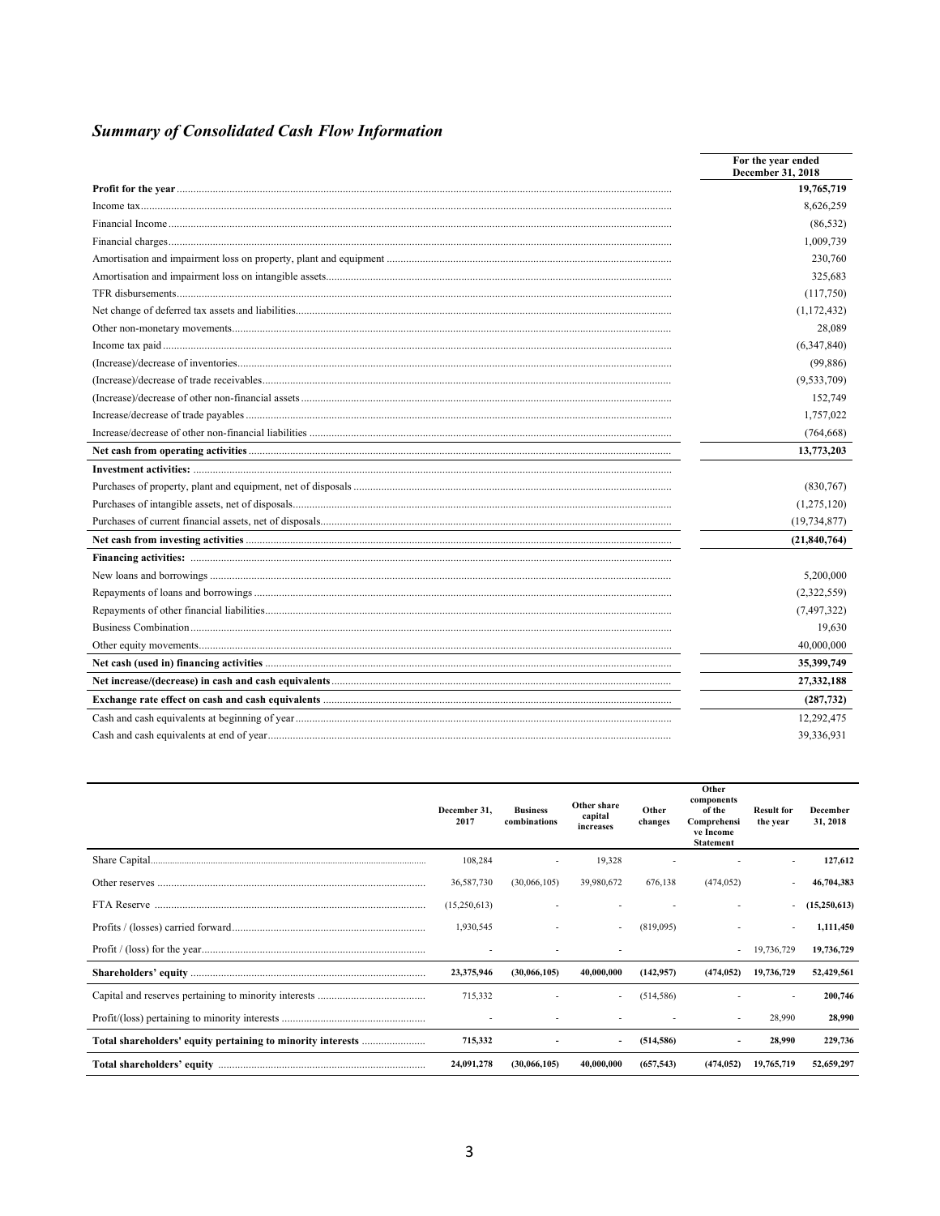## *Summary of Consolidated Cash Flow Information*

| | For the year ended December 31, 2018 |
|---|---|
| **Profit for the year** | **19,765,719** |
| Income tax | 8,626,259 |
| Financial Income | (86,532) |
| Financial charges | 1,009,739 |
| Amortisation and impairment loss on property, plant and equipment | 230,760 |
| Amortisation and impairment loss on intangible assets | 325,683 |
| TFR disbursements | (117,750) |
| Net change of deferred tax assets and liabilities | (1,172,432) |
| Other non-monetary movements | 28,089 |
| Income tax paid | (6,347,840) |
| (Increase)/decrease of inventories | (99,886) |
| (Increase)/decrease of trade receivables | (9,533,709) |
| (Increase)/decrease of other non-financial assets | 152,749 |
| Increase/decrease of trade payables | 1,757,022 |
| Increase/decrease of other non-financial liabilities | (764,668) |
| **Net cash from operating activities** | **13,773,203** |
| **Investment activities:** | |
| Purchases of property, plant and equipment, net of disposals | (830,767) |
| Purchases of intangible assets, net of disposals | (1,275,120) |
| Purchases of current financial assets, net of disposals | (19,734,877) |
| **Net cash from investing activities** | **(21,840,764)** |
| **Financing activities:** | |
| New loans and borrowings | 5,200,000 |
| Repayments of loans and borrowings | (2,322,559) |
| Repayments of other financial liabilities | (7,497,322) |
| Business Combination | 19,630 |
| Other equity movements | 40,000,000 |
| **Net cash (used in) financing activities** | **35,399,749** |
| **Net increase/(decrease) in cash and cash equivalents** | **27,332,188** |
| **Exchange rate effect on cash and cash equivalents** | **(287,732)** |
| Cash and cash equivalents at beginning of year | 12,292,475 |
| Cash and cash equivalents at end of year | 39,336,931 |

| | December 31, 2017 | Business combinations | Other share capital increases | Other changes | Other components of the Comprehensive Income Statement | Result for the year | December 31, 2018 |
|---|---|---|---|---|---|---|---|
| Share Capital | 108,284 | - | 19,328 | - | - | - | **127,612** |
| Other reserves | 36,587,730 | (30,066,105) | 39,980,672 | 676,138 | (474,052) | - | **46,704,383** |
| FTA Reserve | (15,250,613) | - | - | - | - | - | **(15,250,613)** |
| Profits / (losses) carried forward | 1,930,545 | - | - | (819,095) | - | - | **1,111,450** |
| Profit / (loss) for the year | - | - | - | | - | 19,736,729 | **19,736,729** |
| **Shareholders' equity** | **23,375,946** | **(30,066,105)** | **40,000,000** | **(142,957)** | **(474,052)** | **19,736,729** | **52,429,561** |
| Capital and reserves pertaining to minority interests | 715,332 | - | - | (514,586) | - | - | **200,746** |
| Profit/(loss) pertaining to minority interests | - | - | - | - | - | 28,990 | **28,990** |
| **Total shareholders' equity pertaining to minority interests** | **715,332** | **-** | **-** | **(514,586)** | **-** | **28,990** | **229,736** |
| **Total shareholders' equity** | **24,091,278** | **(30,066,105)** | **40,000,000** | **(657,543)** | **(474,052)** | **19,765,719** | **52,659,297** |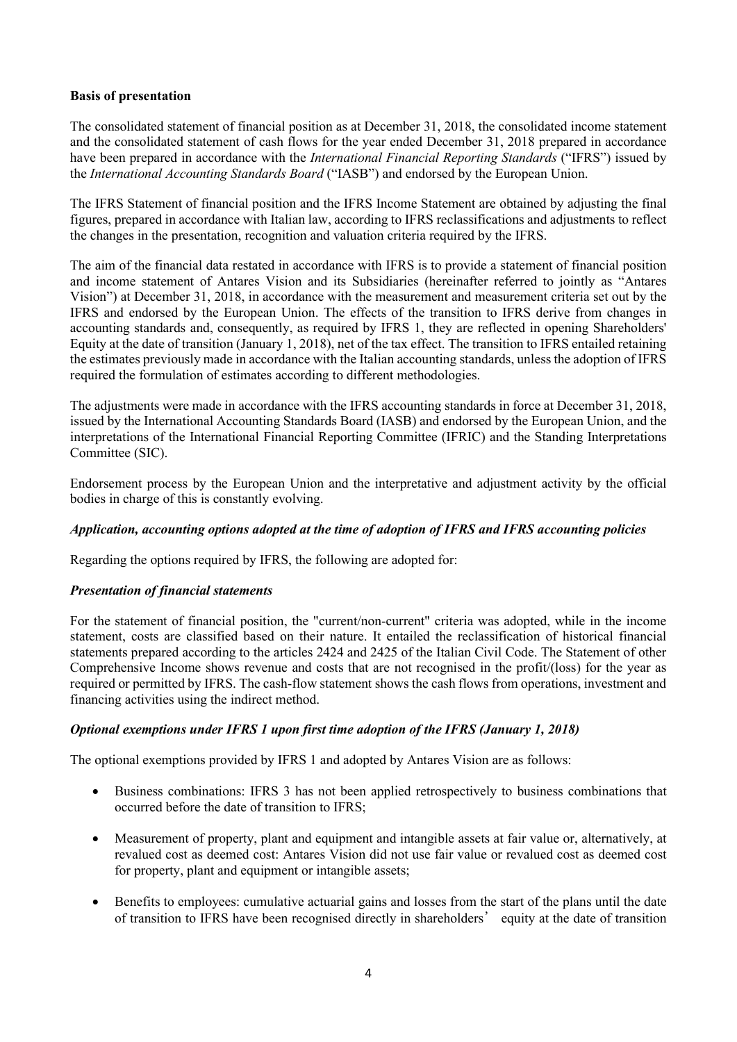**Basis of presentation**

The consolidated statement of financial position as at December 31, 2018, the consolidated income statement and the consolidated statement of cash flows for the year ended December 31, 2018 prepared in accordance have been prepared in accordance with the *International Financial Reporting Standards* ("IFRS") issued by the *International Accounting Standards Board* ("IASB") and endorsed by the European Union.

The IFRS Statement of financial position and the IFRS Income Statement are obtained by adjusting the final figures, prepared in accordance with Italian law, according to IFRS reclassifications and adjustments to reflect the changes in the presentation, recognition and valuation criteria required by the IFRS.

The aim of the financial data restated in accordance with IFRS is to provide a statement of financial position and income statement of Antares Vision and its Subsidiaries (hereinafter referred to jointly as "Antares Vision") at December 31, 2018, in accordance with the measurement and measurement criteria set out by the IFRS and endorsed by the European Union. The effects of the transition to IFRS derive from changes in accounting standards and, consequently, as required by IFRS 1, they are reflected in opening Shareholders' Equity at the date of transition (January 1, 2018), net of the tax effect. The transition to IFRS entailed retaining the estimates previously made in accordance with the Italian accounting standards, unless the adoption of IFRS required the formulation of estimates according to different methodologies.

The adjustments were made in accordance with the IFRS accounting standards in force at December 31, 2018, issued by the International Accounting Standards Board (IASB) and endorsed by the European Union, and the interpretations of the International Financial Reporting Committee (IFRIC) and the Standing Interpretations Committee (SIC).

Endorsement process by the European Union and the interpretative and adjustment activity by the official bodies in charge of this is constantly evolving.

***Application, accounting options adopted at the time of adoption of IFRS and IFRS accounting policies***

Regarding the options required by IFRS, the following are adopted for:

***Presentation of financial statements***

For the statement of financial position, the "current/non-current" criteria was adopted, while in the income statement, costs are classified based on their nature. It entailed the reclassification of historical financial statements prepared according to the articles 2424 and 2425 of the Italian Civil Code. The Statement of other Comprehensive Income shows revenue and costs that are not recognised in the profit/(loss) for the year as required or permitted by IFRS. The cash-flow statement shows the cash flows from operations, investment and financing activities using the indirect method.

***Optional exemptions under IFRS 1 upon first time adoption of the IFRS (January 1, 2018)***

The optional exemptions provided by IFRS 1 and adopted by Antares Vision are as follows:

- Business combinations: IFRS 3 has not been applied retrospectively to business combinations that occurred before the date of transition to IFRS;
- Measurement of property, plant and equipment and intangible assets at fair value or, alternatively, at revalued cost as deemed cost: Antares Vision did not use fair value or revalued cost as deemed cost for property, plant and equipment or intangible assets;
- Benefits to employees: cumulative actuarial gains and losses from the start of the plans until the date of transition to IFRS have been recognised directly in shareholders' equity at the date of transition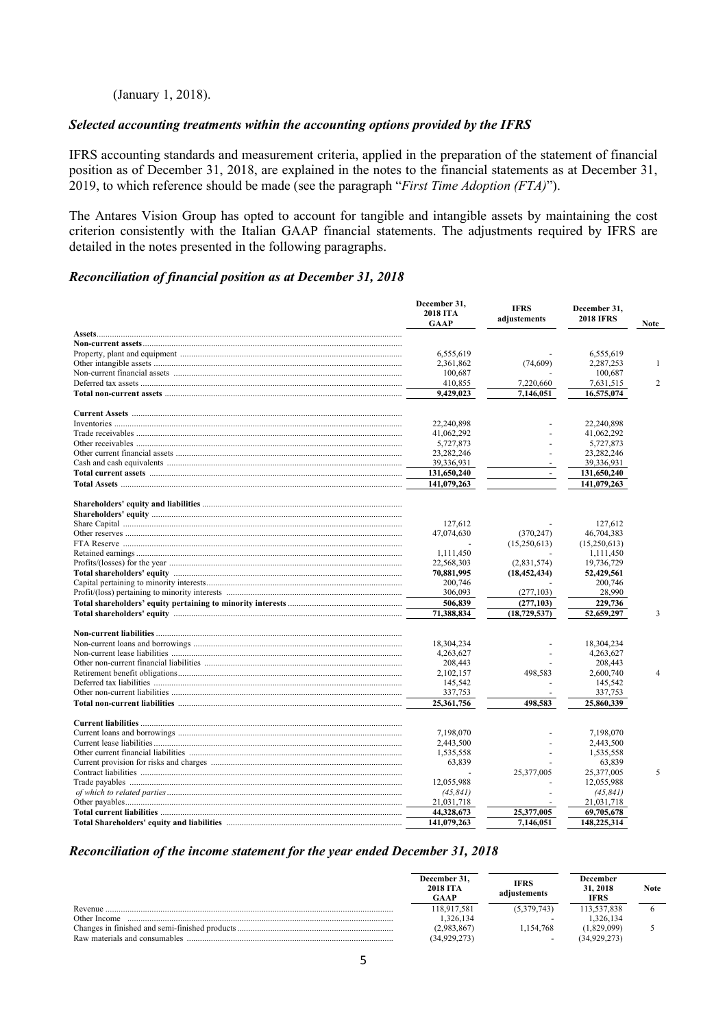(January 1, 2018).

### *Selected accounting treatments within the accounting options provided by the IFRS*

IFRS accounting standards and measurement criteria, applied in the preparation of the statement of financial position as of December 31, 2018, are explained in the notes to the financial statements as at December 31, 2019, to which reference should be made (see the paragraph "*First Time Adoption (FTA)*").

The Antares Vision Group has opted to account for tangible and intangible assets by maintaining the cost criterion consistently with the Italian GAAP financial statements. The adjustments required by IFRS are detailed in the notes presented in the following paragraphs.

### *Reconciliation of financial position as at December 31, 2018*

| | December 31, 2018 ITA GAAP | IFRS adjustements | December 31, 2018 IFRS | Note |
|---|---|---|---|---|
| **Assets** | | | | |
| **Non-current assets** | | | | |
| Property, plant and equipment | 6,555,619 | - | 6,555,619 | |
| Other intangible assets | 2,361,862 | (74,609) | 2,287,253 | 1 |
| Non-current financial assets | 100,687 | - | 100,687 | |
| Deferred tax assets | 410,855 | 7,220,660 | 7,631,515 | 2 |
| **Total non-current assets** | **9,429,023** | **7,146,051** | **16,575,074** | |
| **Current Assets** | | | | |
| Inventories | 22,240,898 | - | 22,240,898 | |
| Trade receivables | 41,062,292 | - | 41,062,292 | |
| Other receivables | 5,727,873 | - | 5,727,873 | |
| Other current financial assets | 23,282,246 | - | 23,282,246 | |
| Cash and cash equivalents | 39,336,931 | - | 39,336,931 | |
| **Total current assets** | **131,650,240** | **-** | **131,650,240** | |
| **Total Assets** | **141,079,263** | | **141,079,263** | |
| **Shareholders' equity and liabilities** | | | | |
| **Shareholders' equity** | | | | |
| Share Capital | 127,612 | - | 127,612 | |
| Other reserves | 47,074,630 | (370,247) | 46,704,383 | |
| FTA Reserve | - | (15,250,613) | (15,250,613) | |
| Retained earnings | 1,111,450 | - | 1,111,450 | |
| Profits/(losses) for the year | 22,568,303 | (2,831,574) | 19,736,729 | |
| **Total shareholders' equity** | **70,881,995** | **(18,452,434)** | **52,429,561** | |
| Capital pertaining to minority interests | 200,746 | - | 200,746 | |
| Profit/(loss) pertaining to minority interests | 306,093 | (277,103) | 28,990 | |
| **Total shareholders' equity pertaining to minority interests** | **506,839** | **(277,103)** | **229,736** | |
| **Total shareholders' equity** | **71,388,834** | **(18,729,537)** | **52,659,297** | 3 |
| **Non-current liabilities** | | | | |
| Non-current loans and borrowings | 18,304,234 | - | 18,304,234 | |
| Non-current lease liabilities | 4,263,627 | - | 4,263,627 | |
| Other non-current financial liabilities | 208,443 | - | 208,443 | |
| Retirement benefit obligations | 2,102,157 | 498,583 | 2,600,740 | 4 |
| Deferred tax liabilities | 145,542 | - | 145,542 | |
| Other non-current liabilities | 337,753 | - | 337,753 | |
| **Total non-current liabilities** | **25,361,756** | **498,583** | **25,860,339** | |
| **Current liabilities** | | | | |
| Current loans and borrowings | 7,198,070 | - | 7,198,070 | |
| Current lease liabilities | 2,443,500 | - | 2,443,500 | |
| Other current financial liabilities | 1,535,558 | - | 1,535,558 | |
| Current provision for risks and charges | 63,839 | - | 63,839 | |
| Contract liabilities | - | 25,377,005 | 25,377,005 | 5 |
| Trade payables | 12,055,988 | - | 12,055,988 | |
| *of which to related parties* | *(45,841)* | - | *(45,841)* | |
| Other payables | 21,031,718 | - | 21,031,718 | |
| **Total current liabilities** | **44,328,673** | **25,377,005** | **69,705,678** | |
| **Total Shareholders' equity and liabilities** | **141,079,263** | **7,146,051** | **148,225,314** | |

### *Reconciliation of the income statement for the year ended December 31, 2018*

| | December 31, 2018 ITA GAAP | IFRS adjustements | December 31, 2018 IFRS | Note |
|---|---|---|---|---|
| Revenue | 118,917,581 | (5,379,743) | 113,537,838 | 6 |
| Other Income | 1,326,134 | - | 1,326,134 | |
| Changes in finished and semi-finished products | (2,983,867) | 1,154,768 | (1,829,099) | 5 |
| Raw materials and consumables | (34,929,273) | - | (34,929,273) | |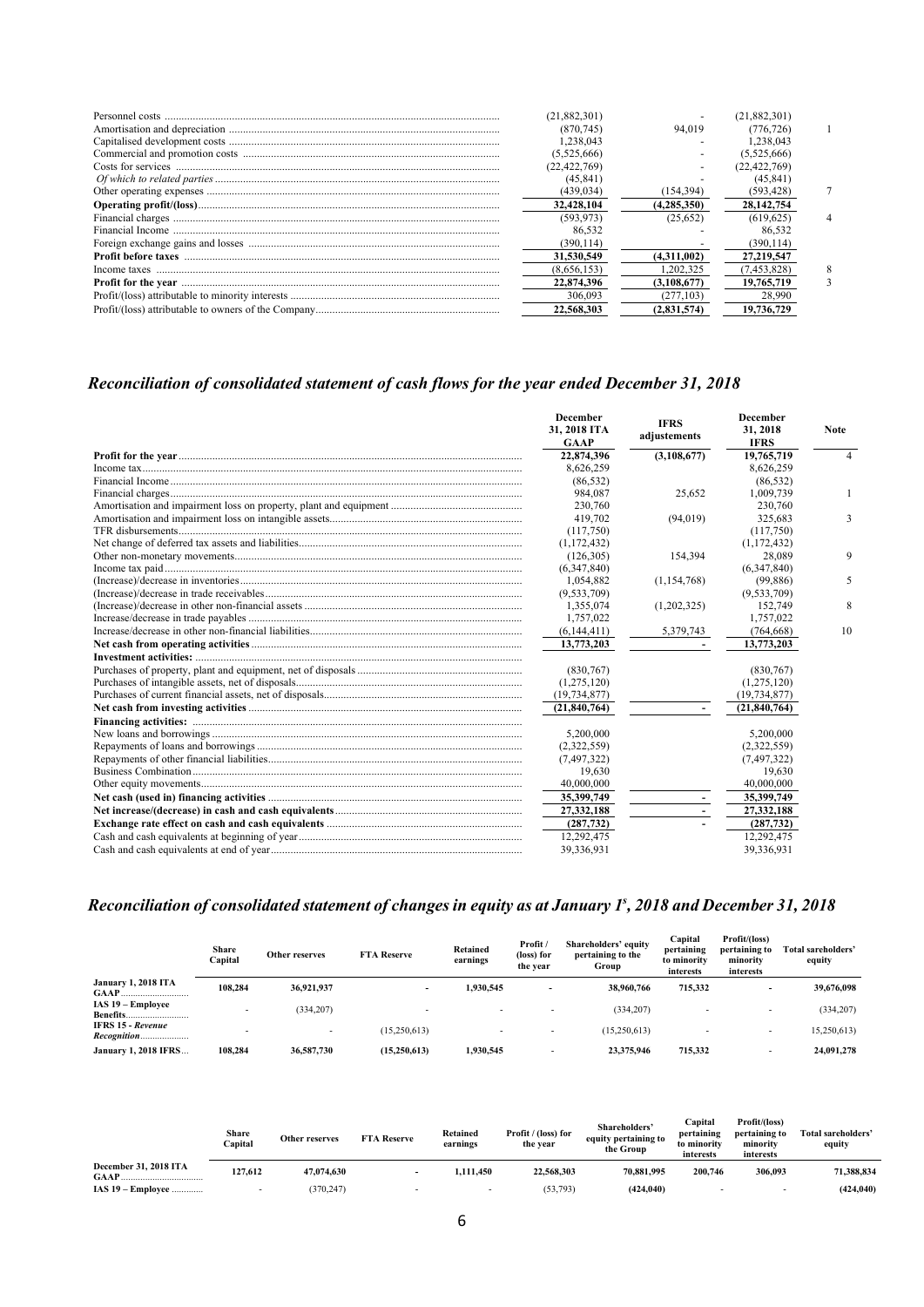| | | | | |
|---|---|---|---|---|
| Personnel costs | (21,882,301) | - | (21,882,301) | |
| Amortisation and depreciation | (870,745) | 94,019 | (776,726) | 1 |
| Capitalised development costs | 1,238,043 | - | 1,238,043 | |
| Commercial and promotion costs | (5,525,666) | - | (5,525,666) | |
| Costs for services | (22,422,769) | - | (22,422,769) | |
| *Of which to related parties* | (45,841) | - | (45,841) | |
| Other operating expenses | (439,034) | (154,394) | (593,428) | 7 |
| **Operating profit/(loss)** | **32,428,104** | **(4,285,350)** | **28,142,754** | |
| Financial charges | (593,973) | (25,652) | (619,625) | 4 |
| Financial Income | 86,532 | - | 86,532 | |
| Foreign exchange gains and losses | (390,114) | - | (390,114) | |
| **Profit before taxes** | **31,530,549** | **(4,311,002)** | **27,219,547** | |
| Income taxes | (8,656,153) | 1,202,325 | (7,453,828) | 8 |
| **Profit for the year** | **22,874,396** | **(3,108,677)** | **19,765,719** | 3 |
| Profit/(loss) attributable to minority interests | 306,093 | (277,103) | 28,990 | |
| Profit/(loss) attributable to owners of the Company | 22,568,303 | (2,831,574) | 19,736,729 | |

## *Reconciliation of consolidated statement of cash flows for the year ended December 31, 2018*

| | December 31, 2018 ITA GAAP | IFRS adjustements | December 31, 2018 IFRS | Note |
|---|---|---|---|---|
| **Profit for the year** | **22,874,396** | **(3,108,677)** | **19,765,719** | 4 |
| Income tax | 8,626,259 | | 8,626,259 | |
| Financial Income | (86,532) | | (86,532) | |
| Financial charges | 984,087 | 25,652 | 1,009,739 | 1 |
| Amortisation and impairment loss on property, plant and equipment | 230,760 | | 230,760 | |
| Amortisation and impairment loss on intangible assets | 419,702 | (94,019) | 325,683 | 3 |
| TFR disbursements | (117,750) | | (117,750) | |
| Net change of deferred tax assets and liabilities | (1,172,432) | | (1,172,432) | |
| Other non-monetary movements | (126,305) | 154,394 | 28,089 | 9 |
| Income tax paid | (6,347,840) | | (6,347,840) | |
| (Increase)/decrease in inventories | 1,054,882 | (1,154,768) | (99,886) | 5 |
| (Increase)/decrease in trade receivables | (9,533,709) | | (9,533,709) | |
| (Increase)/decrease in other non-financial assets | 1,355,074 | (1,202,325) | 152,749 | 8 |
| Increase/decrease in trade payables | 1,757,022 | | 1,757,022 | |
| Increase/decrease in other non-financial liabilities | (6,144,411) | 5,379,743 | (764,668) | 10 |
| **Net cash from operating activities** | **13,773,203** | **-** | **13,773,203** | |
| **Investment activities:** | | | | |
| Purchases of property, plant and equipment, net of disposals | (830,767) | | (830,767) | |
| Purchases of intangible assets, net of disposals | (1,275,120) | | (1,275,120) | |
| Purchases of current financial assets, net of disposals | (19,734,877) | | (19,734,877) | |
| **Net cash from investing activities** | **(21,840,764)** | **-** | **(21,840,764)** | |
| **Financing activities:** | | | | |
| New loans and borrowings | 5,200,000 | | 5,200,000 | |
| Repayments of loans and borrowings | (2,322,559) | | (2,322,559) | |
| Repayments of other financial liabilities | (7,497,322) | | (7,497,322) | |
| Business Combination | 19,630 | | 19,630 | |
| Other equity movements | 40,000,000 | | 40,000,000 | |
| **Net cash (used in) financing activities** | **35,399,749** | **-** | **35,399,749** | |
| **Net increase/(decrease) in cash and cash equivalents** | **27,332,188** | **-** | **27,332,188** | |
| **Exchange rate effect on cash and cash equivalents** | **(287,732)** | **-** | **(287,732)** | |
| Cash and cash equivalents at beginning of year | 12,292,475 | | 12,292,475 | |
| Cash and cash equivalents at end of year | 39,336,931 | | 39,336,931 | |

## *Reconciliation of consolidated statement of changes in equity as at January 1s, 2018 and December 31, 2018*

| | Share Capital | Other reserves | FTA Reserve | Retained earnings | Profit / (loss) for the year | Shareholders' equity pertaining to the Group | Capital pertaining to minority interests | Profit/(loss) pertaining to minority interests | Total sareholders' equity |
|---|---|---|---|---|---|---|---|---|---|
| **January 1, 2018 ITA GAAP** | **108,284** | **36,921,937** | **-** | **1,930,545** | **-** | **38,960,766** | **715,332** | **-** | **39,676,098** |
| **IAS 19 – Employee Benefits** | - | (334,207) | - | - | - | (334,207) | - | - | (334,207) |
| ***IFRS 15 - Revenue Recognition*** | - | - | (15,250,613) | - | - | (15,250,613) | - | - | 15,250,613) |
| **January 1, 2018 IFRS** | **108,284** | **36,587,730** | **(15,250,613)** | **1,930,545** | **-** | **23,375,946** | **715,332** | **-** | **24,091,278** |

| | Share Capital | Other reserves | FTA Reserve | Retained earnings | Profit / (loss) for the year | Shareholders' equity pertaining to the Group | Capital pertaining to minority interests | Profit/(loss) pertaining to minority interests | Total sareholders' equity |
|---|---|---|---|---|---|---|---|---|---|
| **December 31, 2018 ITA GAAP** | **127,612** | **47,074,630** | **-** | **1,111,450** | **22,568,303** | **70,881,995** | **200,746** | **306,093** | **71,388,834** |
| **IAS 19 – Employee** | - | (370,247) | - | - | (53,793) | **(424,040)** | - | - | **(424,040)** |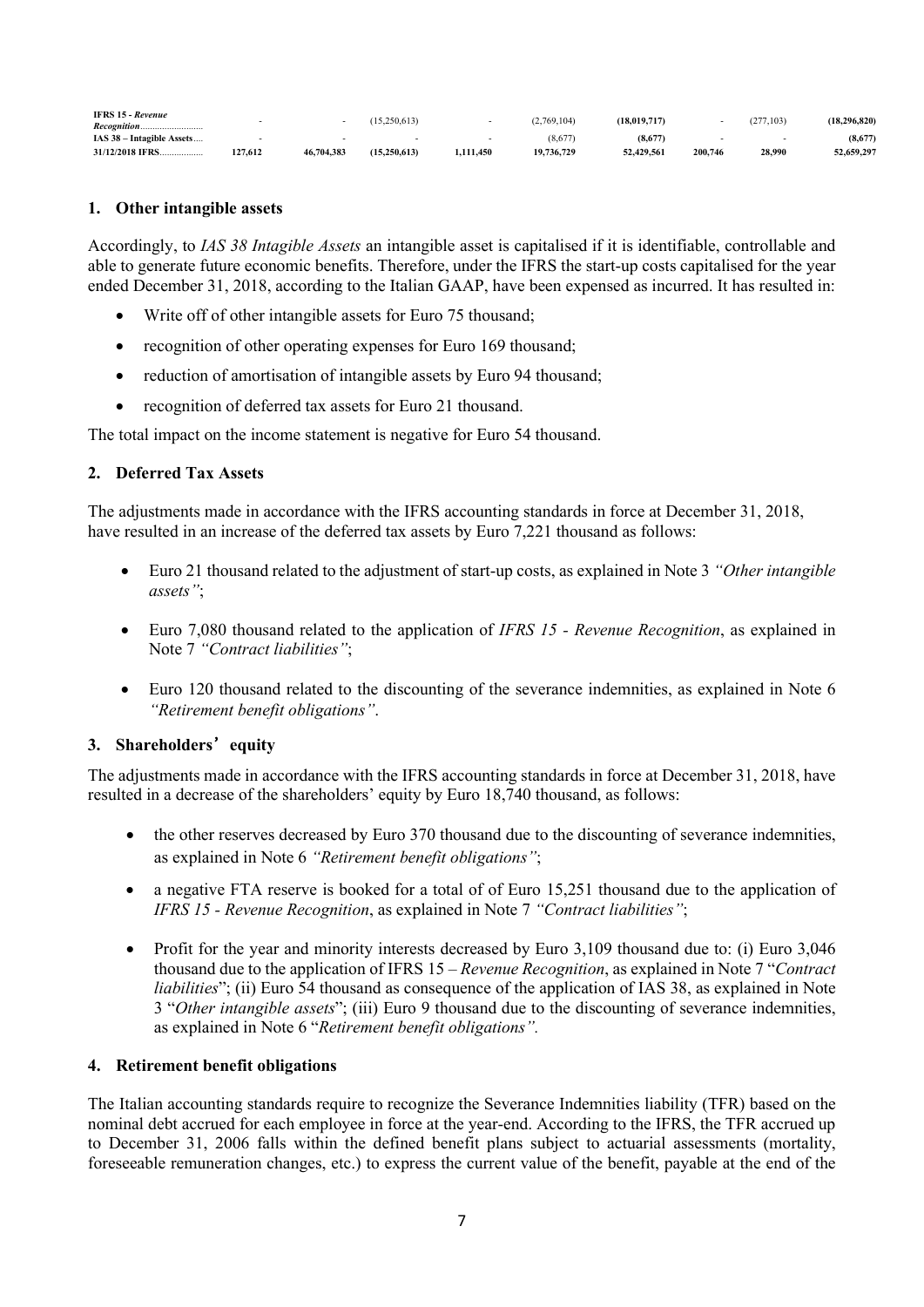| | | | | | | | | | |
|---|---|---|---|---|---|---|---|---|---|
| **IFRS 15 -** ***Revenue Recognition***.......................... | - | - | (15,250,613) | - | (2,769,104) | **(18,019,717)** | - | (277,103) | **(18,296,820)** |
| **IAS 38 – Intagible Assets**.... | - | - | - | - | (8,677) | **(8,677)** | - | - | **(8,677)** |
| **31/12/2018 IFRS**.................. | **127,612** | **46,704,383** | **(15,250,613)** | **1,111,450** | **19,736,729** | **52,429,561** | **200,746** | **28,990** | **52,659,297** |

## 1. Other intangible assets

Accordingly, to *IAS 38 Intagible Assets* an intangible asset is capitalised if it is identifiable, controllable and able to generate future economic benefits. Therefore, under the IFRS the start-up costs capitalised for the year ended December 31, 2018, according to the Italian GAAP, have been expensed as incurred. It has resulted in:

- Write off of other intangible assets for Euro 75 thousand;
- recognition of other operating expenses for Euro 169 thousand;
- reduction of amortisation of intangible assets by Euro 94 thousand;
- recognition of deferred tax assets for Euro 21 thousand.

The total impact on the income statement is negative for Euro 54 thousand.

## 2. Deferred Tax Assets

The adjustments made in accordance with the IFRS accounting standards in force at December 31, 2018, have resulted in an increase of the deferred tax assets by Euro 7,221 thousand as follows:

- Euro 21 thousand related to the adjustment of start-up costs, as explained in Note 3 *"Other intangible assets"*;
- Euro 7,080 thousand related to the application of *IFRS 15 - Revenue Recognition*, as explained in Note 7 *"Contract liabilities"*;
- Euro 120 thousand related to the discounting of the severance indemnities, as explained in Note 6 *"Retirement benefit obligations"*.

## 3. Shareholders' equity

The adjustments made in accordance with the IFRS accounting standards in force at December 31, 2018, have resulted in a decrease of the shareholders' equity by Euro 18,740 thousand, as follows:

- the other reserves decreased by Euro 370 thousand due to the discounting of severance indemnities, as explained in Note 6 *"Retirement benefit obligations"*;
- a negative FTA reserve is booked for a total of of Euro 15,251 thousand due to the application of *IFRS 15 - Revenue Recognition*, as explained in Note 7 *"Contract liabilities"*;
- Profit for the year and minority interests decreased by Euro 3,109 thousand due to: (i) Euro 3,046 thousand due to the application of IFRS 15 – *Revenue Recognition*, as explained in Note 7 "*Contract liabilities*"; (ii) Euro 54 thousand as consequence of the application of IAS 38, as explained in Note 3 "*Other intangible assets*"; (iii) Euro 9 thousand due to the discounting of severance indemnities, as explained in Note 6 "*Retirement benefit obligations*".

## 4. Retirement benefit obligations

The Italian accounting standards require to recognize the Severance Indemnities liability (TFR) based on the nominal debt accrued for each employee in force at the year-end. According to the IFRS, the TFR accrued up to December 31, 2006 falls within the defined benefit plans subject to actuarial assessments (mortality, foreseeable remuneration changes, etc.) to express the current value of the benefit, payable at the end of the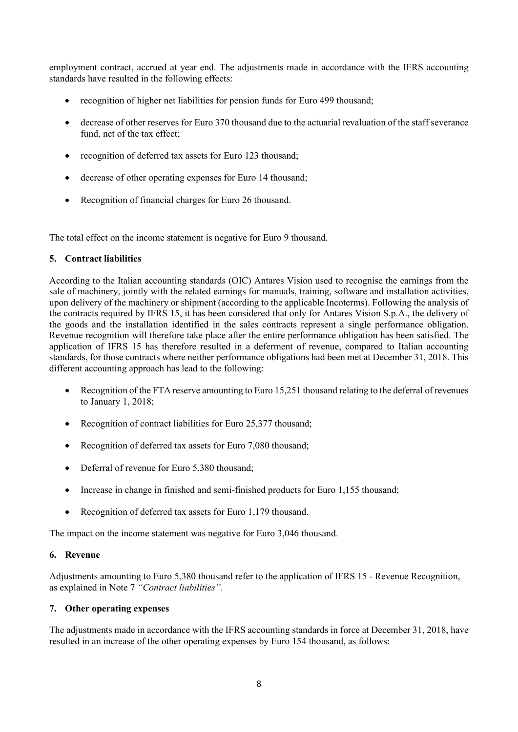employment contract, accrued at year end. The adjustments made in accordance with the IFRS accounting standards have resulted in the following effects:

- recognition of higher net liabilities for pension funds for Euro 499 thousand;
- decrease of other reserves for Euro 370 thousand due to the actuarial revaluation of the staff severance fund, net of the tax effect;
- recognition of deferred tax assets for Euro 123 thousand;
- decrease of other operating expenses for Euro 14 thousand;
- Recognition of financial charges for Euro 26 thousand.

The total effect on the income statement is negative for Euro 9 thousand.

**5. Contract liabilities**

According to the Italian accounting standards (OIC) Antares Vision used to recognise the earnings from the sale of machinery, jointly with the related earnings for manuals, training, software and installation activities, upon delivery of the machinery or shipment (according to the applicable Incoterms). Following the analysis of the contracts required by IFRS 15, it has been considered that only for Antares Vision S.p.A., the delivery of the goods and the installation identified in the sales contracts represent a single performance obligation. Revenue recognition will therefore take place after the entire performance obligation has been satisfied. The application of IFRS 15 has therefore resulted in a deferment of revenue, compared to Italian accounting standards, for those contracts where neither performance obligations had been met at December 31, 2018. This different accounting approach has lead to the following:

- Recognition of the FTA reserve amounting to Euro 15,251 thousand relating to the deferral of revenues to January 1, 2018;
- Recognition of contract liabilities for Euro 25,377 thousand;
- Recognition of deferred tax assets for Euro 7,080 thousand;
- Deferral of revenue for Euro 5,380 thousand;
- Increase in change in finished and semi-finished products for Euro 1,155 thousand;
- Recognition of deferred tax assets for Euro 1,179 thousand.

The impact on the income statement was negative for Euro 3,046 thousand.

**6. Revenue**

Adjustments amounting to Euro 5,380 thousand refer to the application of IFRS 15 - Revenue Recognition, as explained in Note 7 *"Contract liabilities"*.

**7. Other operating expenses**

The adjustments made in accordance with the IFRS accounting standards in force at December 31, 2018, have resulted in an increase of the other operating expenses by Euro 154 thousand, as follows: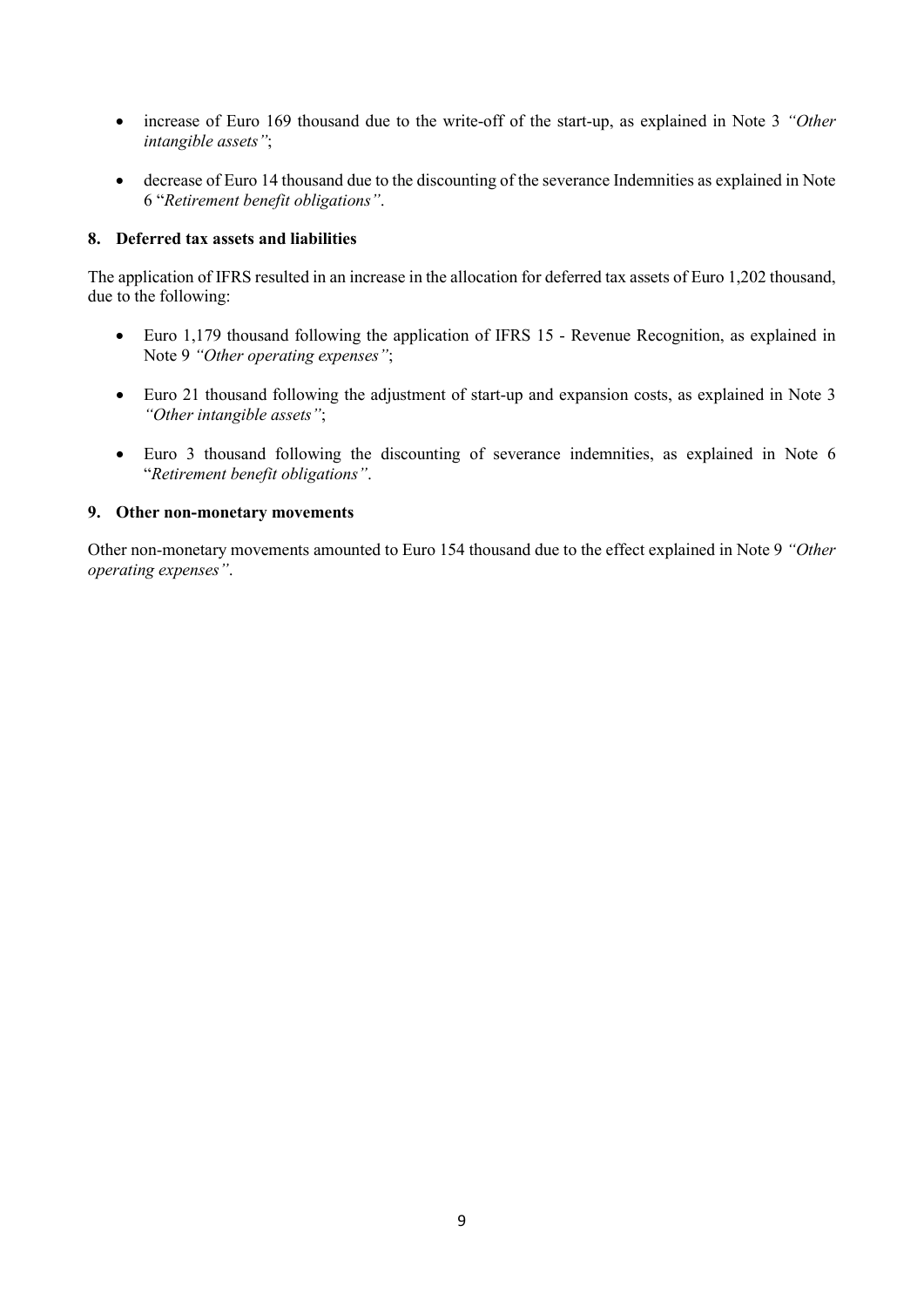- increase of Euro 169 thousand due to the write-off of the start-up, as explained in Note 3 *"Other intangible assets"*;
- decrease of Euro 14 thousand due to the discounting of the severance Indemnities as explained in Note 6 "*Retirement benefit obligations"*.

## 8. Deferred tax assets and liabilities

The application of IFRS resulted in an increase in the allocation for deferred tax assets of Euro 1,202 thousand, due to the following:

- Euro 1,179 thousand following the application of IFRS 15 - Revenue Recognition, as explained in Note 9 *"Other operating expenses"*;
- Euro 21 thousand following the adjustment of start-up and expansion costs, as explained in Note 3 *"Other intangible assets"*;
- Euro 3 thousand following the discounting of severance indemnities, as explained in Note 6 "*Retirement benefit obligations"*.

## 9. Other non-monetary movements

Other non-monetary movements amounted to Euro 154 thousand due to the effect explained in Note 9 *"Other operating expenses"*.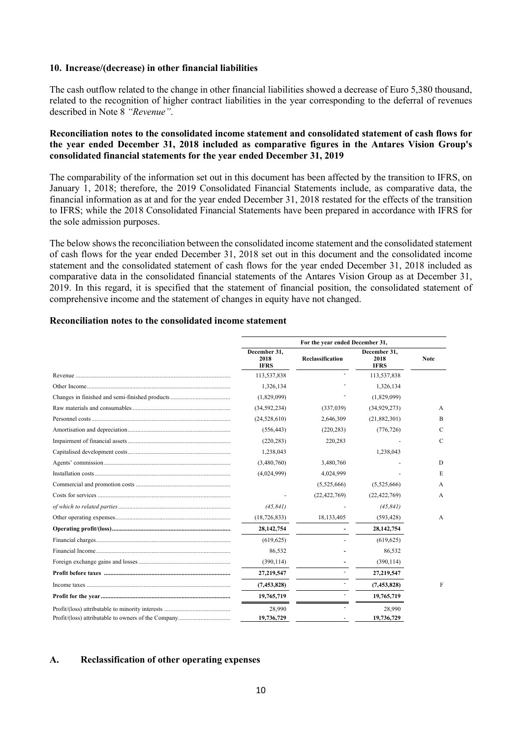#### 10. Increase/(decrease) in other financial liabilities

The cash outflow related to the change in other financial liabilities showed a decrease of Euro 5,380 thousand, related to the recognition of higher contract liabilities in the year corresponding to the deferral of revenues described in Note 8 *"Revenue"*.

**Reconciliation notes to the consolidated income statement and consolidated statement of cash flows for the year ended December 31, 2018 included as comparative figures in the Antares Vision Group's consolidated financial statements for the year ended December 31, 2019**

The comparability of the information set out in this document has been affected by the transition to IFRS, on January 1, 2018; therefore, the 2019 Consolidated Financial Statements include, as comparative data, the financial information as at and for the year ended December 31, 2018 restated for the effects of the transition to IFRS; while the 2018 Consolidated Financial Statements have been prepared in accordance with IFRS for the sole admission purposes.

The below shows the reconciliation between the consolidated income statement and the consolidated statement of cash flows for the year ended December 31, 2018 set out in this document and the consolidated income statement and the consolidated statement of cash flows for the year ended December 31, 2018 included as comparative data in the consolidated financial statements of the Antares Vision Group as at December 31, 2019. In this regard, it is specified that the statement of financial position, the consolidated statement of comprehensive income and the statement of changes in equity have not changed.

**Reconciliation notes to the consolidated income statement**

| | For the year ended December 31, | | | |
|---|---|---|---|---|
| | December 31, 2018 IFRS | Reclassification | December 31, 2018 IFRS | Note |
| Revenue | 113,537,838 | - | 113,537,838 | |
| Other Income | 1,326,134 | - | 1,326,134 | |
| Changes in finished and semi-finished products | (1,829,099) | - | (1,829,099) | |
| Raw materials and consumables | (34,592,234) | (337,039) | (34,929,273) | A |
| Personnel costs | (24,528,610) | 2,646,309 | (21,882,301) | B |
| Amortisation and depreciation | (556,443) | (220,283) | (776,726) | C |
| Impairment of financial assets | (220,283) | 220,283 | - | C |
| Capitalised development costs | 1,238,043 | | 1,238,043 | |
| Agents' commission | (3,480,760) | 3,480,760 | - | D |
| Installation costs | (4,024,999) | 4,024,999 | - | E |
| Commercial and promotion costs | | (5,525,666) | (5,525,666) | A |
| Costs for services | - | (22,422,769) | (22,422,769) | A |
| *of which to related parties* | *(45,841)* | - | *(45,841)* | |
| Other operating expenses | (18,726,833) | 18,133,405 | (593,428) | A |
| **Operating profit/(loss)** | **28,142,754** | **-** | **28,142,754** | |
| Financial charges | (619,625) | - | (619,625) | |
| Financial Income | 86,532 | - | 86,532 | |
| Foreign exchange gains and losses | (390,114) | - | (390,114) | |
| **Profit before taxes** | **27,219,547** | - | **27,219,547** | |
| Income taxes | **(7,453,828)** | - | **(7,453,828)** | F |
| **Profit for the year** | **19,765,719** | - | **19,765,719** | |
| Profit/(loss) attributable to minority interests | 28,990 | - | 28,990 | |
| Profit/(loss) attributable to owners of the Company | **19,736,729** | - | **19,736,729** | |

#### A. Reclassification of other operating expenses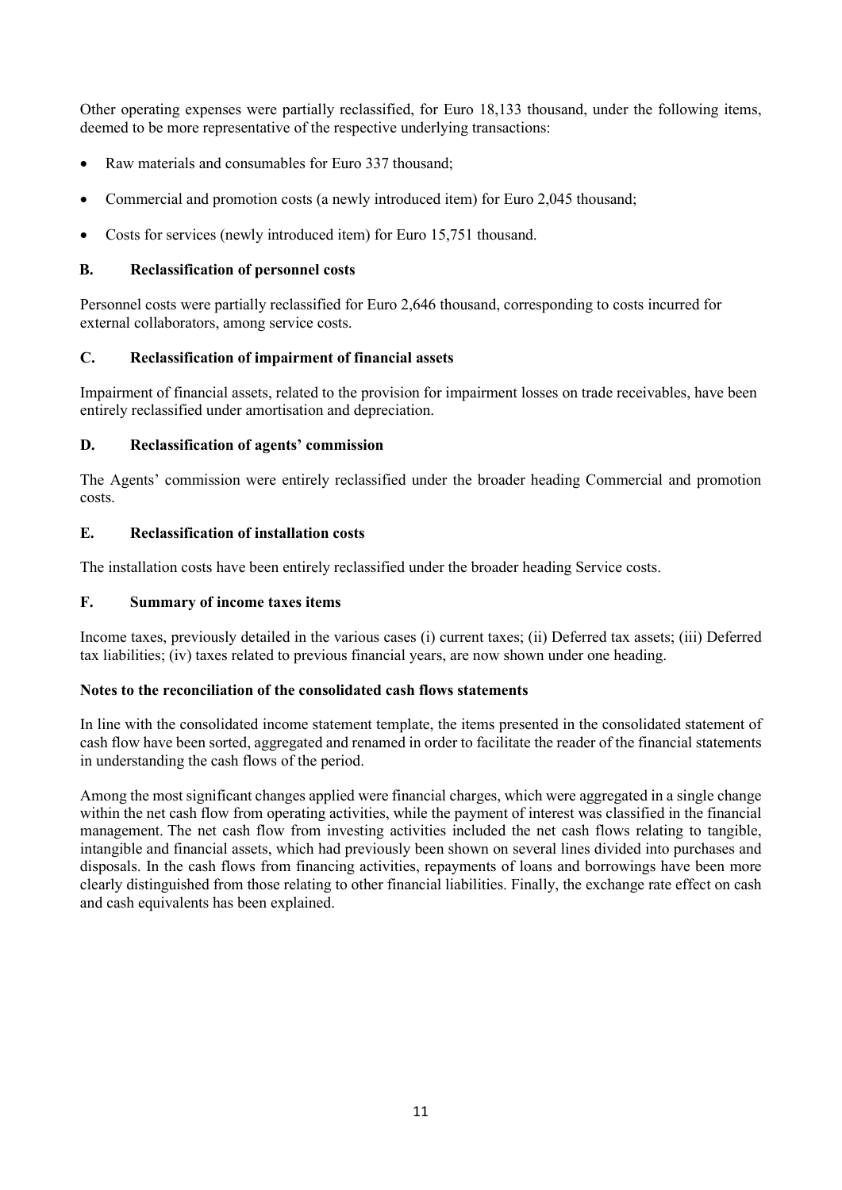Other operating expenses were partially reclassified, for Euro 18,133 thousand, under the following items, deemed to be more representative of the respective underlying transactions:

- Raw materials and consumables for Euro 337 thousand;
- Commercial and promotion costs (a newly introduced item) for Euro 2,045 thousand;
- Costs for services (newly introduced item) for Euro 15,751 thousand.

### B. Reclassification of personnel costs

Personnel costs were partially reclassified for Euro 2,646 thousand, corresponding to costs incurred for external collaborators, among service costs.

### C. Reclassification of impairment of financial assets

Impairment of financial assets, related to the provision for impairment losses on trade receivables, have been entirely reclassified under amortisation and depreciation.

### D. Reclassification of agents' commission

The Agents' commission were entirely reclassified under the broader heading Commercial and promotion costs.

### E. Reclassification of installation costs

The installation costs have been entirely reclassified under the broader heading Service costs.

### F. Summary of income taxes items

Income taxes, previously detailed in the various cases (i) current taxes; (ii) Deferred tax assets; (iii) Deferred tax liabilities; (iv) taxes related to previous financial years, are now shown under one heading.

**Notes to the reconciliation of the consolidated cash flows statements**

In line with the consolidated income statement template, the items presented in the consolidated statement of cash flow have been sorted, aggregated and renamed in order to facilitate the reader of the financial statements in understanding the cash flows of the period.

Among the most significant changes applied were financial charges, which were aggregated in a single change within the net cash flow from operating activities, while the payment of interest was classified in the financial management. The net cash flow from investing activities included the net cash flows relating to tangible, intangible and financial assets, which had previously been shown on several lines divided into purchases and disposals. In the cash flows from financing activities, repayments of loans and borrowings have been more clearly distinguished from those relating to other financial liabilities. Finally, the exchange rate effect on cash and cash equivalents has been explained.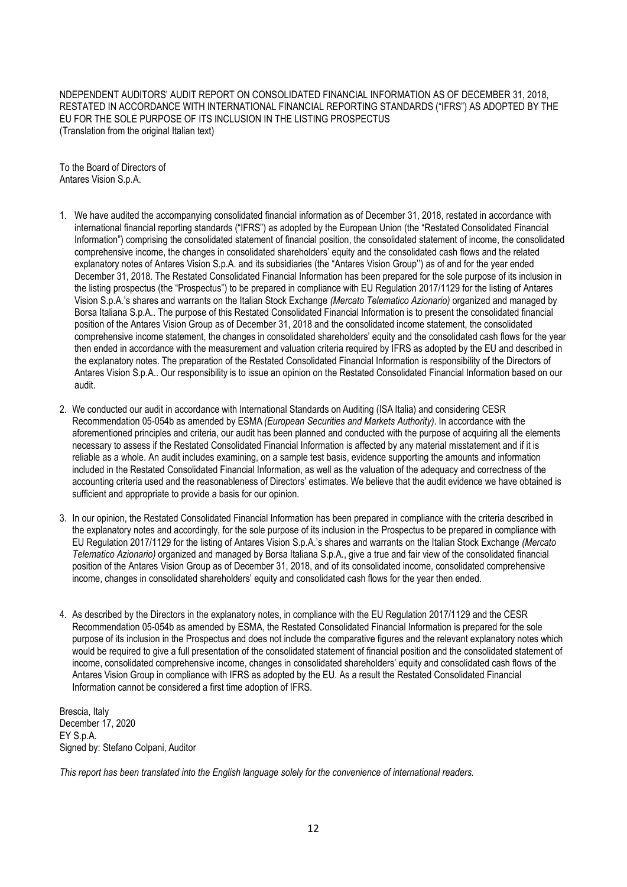NDEPENDENT AUDITORS' AUDIT REPORT ON CONSOLIDATED FINANCIAL INFORMATION AS OF DECEMBER 31, 2018, RESTATED IN ACCORDANCE WITH INTERNATIONAL FINANCIAL REPORTING STANDARDS ("IFRS") AS ADOPTED BY THE EU FOR THE SOLE PURPOSE OF ITS INCLUSION IN THE LISTING PROSPECTUS
(Translation from the original Italian text)

To the Board of Directors of
Antares Vision S.p.A.

1. We have audited the accompanying consolidated financial information as of December 31, 2018, restated in accordance with international financial reporting standards ("IFRS") as adopted by the European Union (the "Restated Consolidated Financial Information") comprising the consolidated statement of financial position, the consolidated statement of income, the consolidated comprehensive income, the changes in consolidated shareholders' equity and the consolidated cash flows and the related explanatory notes of Antares Vision S.p.A. and its subsidiaries (the "Antares Vision Group'') as of and for the year ended December 31, 2018. The Restated Consolidated Financial Information has been prepared for the sole purpose of its inclusion in the listing prospectus (the "Prospectus") to be prepared in compliance with EU Regulation 2017/1129 for the listing of Antares Vision S.p.A.'s shares and warrants on the Italian Stock Exchange *(Mercato Telematico Azionario)* organized and managed by Borsa Italiana S.p.A.. The purpose of this Restated Consolidated Financial Information is to present the consolidated financial position of the Antares Vision Group as of December 31, 2018 and the consolidated income statement, the consolidated comprehensive income statement, the changes in consolidated shareholders' equity and the consolidated cash flows for the year then ended in accordance with the measurement and valuation criteria required by IFRS as adopted by the EU and described in the explanatory notes. The preparation of the Restated Consolidated Financial Information is responsibility of the Directors of Antares Vision S.p.A.. Our responsibility is to issue an opinion on the Restated Consolidated Financial Information based on our audit.

2. We conducted our audit in accordance with International Standards on Auditing (ISA Italia) and considering CESR Recommendation 05-054b as amended by ESMA *(European Securities and Markets Authority)*. In accordance with the aforementioned principles and criteria, our audit has been planned and conducted with the purpose of acquiring all the elements necessary to assess if the Restated Consolidated Financial Information is affected by any material misstatement and if it is reliable as a whole. An audit includes examining, on a sample test basis, evidence supporting the amounts and information included in the Restated Consolidated Financial Information, as well as the valuation of the adequacy and correctness of the accounting criteria used and the reasonableness of Directors' estimates. We believe that the audit evidence we have obtained is sufficient and appropriate to provide a basis for our opinion.

3. In our opinion, the Restated Consolidated Financial Information has been prepared in compliance with the criteria described in the explanatory notes and accordingly, for the sole purpose of its inclusion in the Prospectus to be prepared in compliance with EU Regulation 2017/1129 for the listing of Antares Vision S.p.A.'s shares and warrants on the Italian Stock Exchange *(Mercato Telematico Azionario)* organized and managed by Borsa Italiana S.p.A., give a true and fair view of the consolidated financial position of the Antares Vision Group as of December 31, 2018, and of its consolidated income, consolidated comprehensive income, changes in consolidated shareholders' equity and consolidated cash flows for the year then ended.

4. As described by the Directors in the explanatory notes, in compliance with the EU Regulation 2017/1129 and the CESR Recommendation 05-054b as amended by ESMA, the Restated Consolidated Financial Information is prepared for the sole purpose of its inclusion in the Prospectus and does not include the comparative figures and the relevant explanatory notes which would be required to give a full presentation of the consolidated statement of financial position and the consolidated statement of income, consolidated comprehensive income, changes in consolidated shareholders' equity and consolidated cash flows of the Antares Vision Group in compliance with IFRS as adopted by the EU. As a result the Restated Consolidated Financial Information cannot be considered a first time adoption of IFRS.

Brescia, Italy
December 17, 2020
EY S.p.A.
Signed by: Stefano Colpani, Auditor

*This report has been translated into the English language solely for the convenience of international readers.*